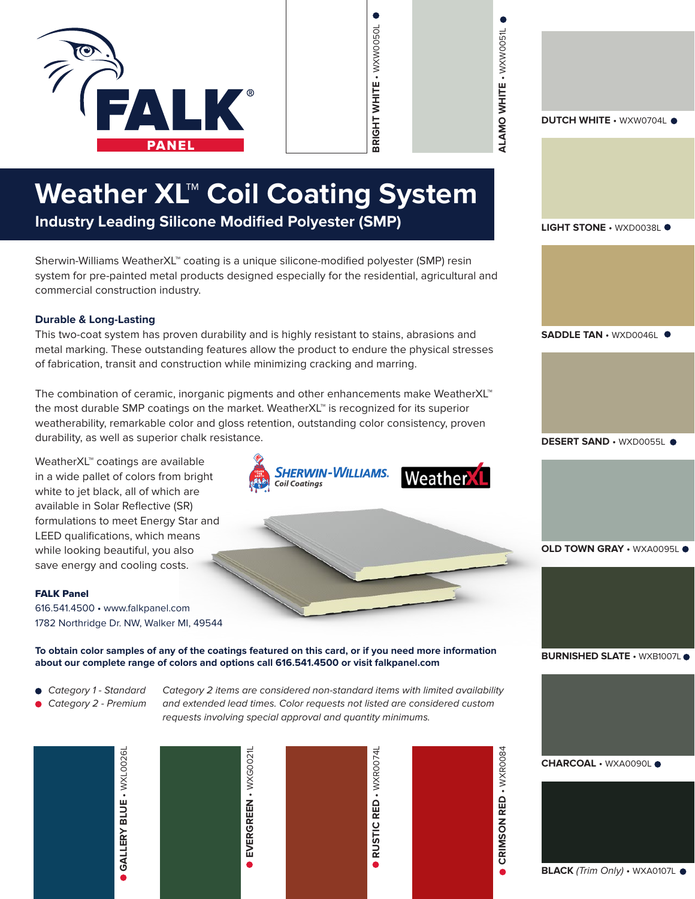FALK® PANEL

# Weather XL™ Coil Coating System

## Industry Leading Silicone Modified Polyester (SMP)

Sherwin-Williams WeatherXL™ coating is a unique silicone-modified polyester (SMP) resin system for pre-painted metal products designed especially for the residential, agricultural and commercial construction industry.

### Durable & Long-Lasting

This two-coat system has proven durability and is highly resistant to stains, abrasions and metal marking. These outstanding features allow the product to endure the physical stresses of fabrication, transit and construction while minimizing cracking and marring.

The combination of ceramic, inorganic pigments and other enhancements make WeatherXL™ the most durable SMP coatings on the market. WeatherXL™ is recognized for its superior weatherability, remarkable color and gloss retention, outstanding color consistency, proven durability, as well as superior chalk resistance.

WeatherXL™ coatings are available in a wide pallet of colors from bright white to jet black, all of which are available in Solar Reflective (SR) formulations to meet Energy Star and LEED qualifications, which means while looking beautiful, you also save energy and cooling costs.

Sherwin-Williams. Coil Coatings — WeatherXL

**FALK Panel**
616.541.4500 • www.falkpanel.com
1782 Northridge Dr. NW, Walker MI, 49544

**To obtain color samples of any of the coatings featured on this card, or if you need more information about our complete range of colors and options call 616.541.4500 or visit falkpanel.com**

- *Category 1 - Standard*
- *Category 2 - Premium*

*Category 2 items are considered non-standard items with limited availability and extended lead times. Color requests not listed are considered custom requests involving special approval and quantity minimums.*

### Colors

- **BRIGHT WHITE** • WXW0050L
- **ALAMO WHITE** • WXW0051L
- **DUTCH WHITE** • WXW0704L
- **LIGHT STONE** • WXD0038L
- **SADDLE TAN** • WXD0046L
- **DESERT SAND** • WXD0055L
- **OLD TOWN GRAY** • WXA0095L
- **BURNISHED SLATE** • WXB1007L
- **CHARCOAL** • WXA0090L
- **BLACK** *(Trim Only)* • WXA0107L
- **GALLERY BLUE** • WXL0026L
- **EVERGREEN** • WXG0021L
- **RUSTIC RED** • WXR0074L
- **CRIMSON RED** • WXR0084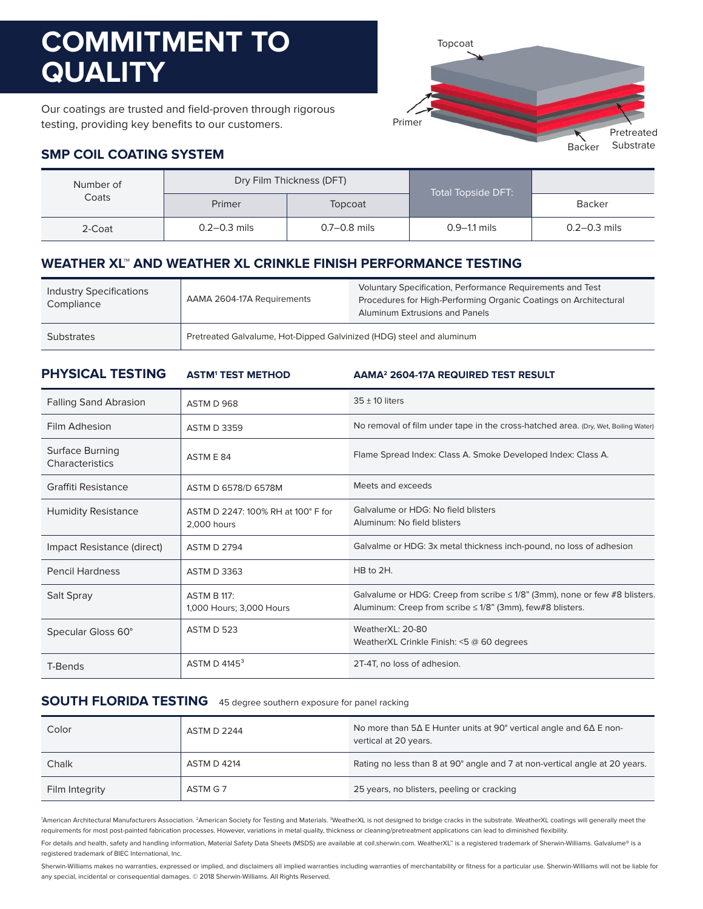# COMMITMENT TO QUALITY

Our coatings are trusted and field-proven through rigorous testing, providing key benefits to our customers.

Topcoat

Primer

Pretreated Substrate

Backer

## SMP COIL COATING SYSTEM

| Number of Coats | Dry Film Thickness (DFT) | | Total Topside DFT: | |
|---|---|---|---|---|
| | Primer | Topcoat | | Backer |
| 2-Coat | 0.2–0.3 mils | 0.7–0.8 mils | 0.9–1.1 mils | 0.2–0.3 mils |

## WEATHER XL™ AND WEATHER XL CRINKLE FINISH PERFORMANCE TESTING

| | | |
|---|---|---|
| Industry Specifications Compliance | AAMA 2604-17A Requirements | Voluntary Specification, Performance Requirements and Test Procedures for High-Performing Organic Coatings on Architectural Aluminum Extrusions and Panels |
| Substrates | Pretreated Galvalume, Hot-Dipped Galvinized (HDG) steel and aluminum | |

| PHYSICAL TESTING | ASTM[1] TEST METHOD | AAMA[2] 2604-17A REQUIRED TEST RESULT |
|---|---|---|
| Falling Sand Abrasion | ASTM D 968 | 35 ± 10 liters |
| Film Adhesion | ASTM D 3359 | No removal of film under tape in the cross-hatched area. (Dry, Wet, Boiling Water) |
| Surface Burning Characteristics | ASTM E 84 | Flame Spread Index: Class A. Smoke Developed Index: Class A. |
| Graffiti Resistance | ASTM D 6578/D 6578M | Meets and exceeds |
| Humidity Resistance | ASTM D 2247: 100% RH at 100° F for 2,000 hours | Galvalume or HDG: No field blisters<br>Aluminum: No field blisters |
| Impact Resistance (direct) | ASTM D 2794 | Galvalme or HDG: 3x metal thickness inch-pound, no loss of adhesion |
| Pencil Hardness | ASTM D 3363 | HB to 2H. |
| Salt Spray | ASTM B 117:<br>1,000 Hours; 3,000 Hours | Galvalume or HDG: Creep from scribe ≤ 1/8" (3mm), none or few #8 blisters.<br>Aluminum: Creep from scribe ≤ 1/8" (3mm), few#8 blisters. |
| Specular Gloss 60° | ASTM D 523 | WeatherXL: 20-80<br>WeatherXL Crinkle Finish: <5 @ 60 degrees |
| T-Bends | ASTM D 4145[3] | 2T-4T, no loss of adhesion. |

## SOUTH FLORIDA TESTING

45 degree southern exposure for panel racking

| | | |
|---|---|---|
| Color | ASTM D 2244 | No more than 5Δ E Hunter units at 90° vertical angle and 6Δ E non-vertical at 20 years. |
| Chalk | ASTM D 4214 | Rating no less than 8 at 90° angle and 7 at non-vertical angle at 20 years. |
| Film Integrity | ASTM G 7 | 25 years, no blisters, peeling or cracking |

[1]American Architectural Manufacturers Association. [2]American Society for Testing and Materials. [3]WeatherXL is not designed to bridge cracks in the substrate. WeatherXL coatings will generally meet the requirements for most post-painted fabrication processes. However, variations in metal quality, thickness or cleaning/pretreatment applications can lead to diminished flexibility.

For details and health, safety and handling information, Material Safety Data Sheets (MSDS) are available at coil.sherwin.com. WeatherXL™ is a registered trademark of Sherwin-Williams. Galvalume® is a registered trademark of BIEC International, Inc.

Sherwin-Williams makes no warranties, expressed or implied, and disclaimers all implied warranties including warranties of merchantability or fitness for a particular use. Sherwin-Williams will not be liable for any special, incidental or consequential damages. © 2018 Sherwin-Williams. All Rights Reserved.